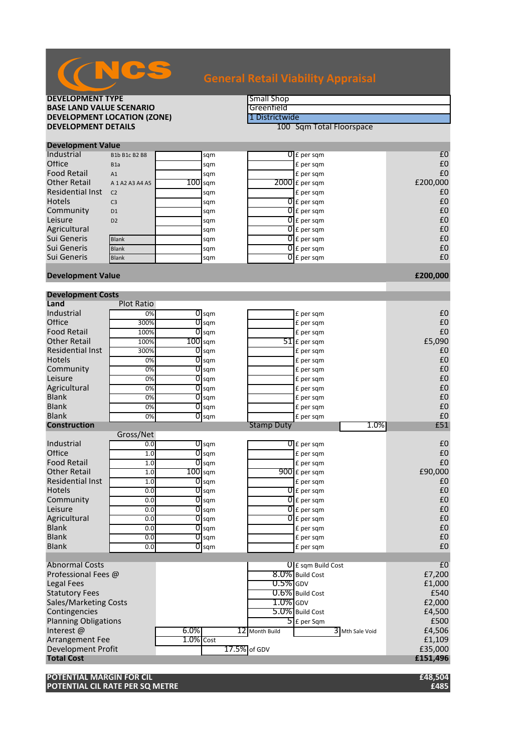# NCS General Retail Viability Appraisal

| | |
|---|---|
| **DEVELOPMENT TYPE** | Small Shop |
| **BASE LAND VALUE SCENARIO** | Greenfield |
| **DEVELOPMENT LOCATION (ZONE)** | 1 Districtwide |
| **DEVELOPMENT DETAILS** | 100 Sqm Total Floorspace |

## Development Value

| | | | | | | |
|---|---|---|---|---|---|---|
| Industrial | B1b B1c B2 B8 | | sqm | 0 | £ per sqm | £0 |
| Office | B1a | | sqm | | £ per sqm | £0 |
| Food Retail | A1 | | sqm | | £ per sqm | £0 |
| Other Retail | A 1 A2 A3 A4 A5 | 100 | sqm | 2000 | £ per sqm | £200,000 |
| Residential Inst | C2 | | sqm | | £ per sqm | £0 |
| Hotels | C3 | | sqm | 0 | £ per sqm | £0 |
| Community | D1 | | sqm | 0 | £ per sqm | £0 |
| Leisure | D2 | | sqm | 0 | £ per sqm | £0 |
| Agricultural | | | sqm | 0 | £ per sqm | £0 |
| Sui Generis | Blank | | sqm | 0 | £ per sqm | £0 |
| Sui Generis | Blank | | sqm | 0 | £ per sqm | £0 |
| Sui Generis | Blank | | sqm | 0 | £ per sqm | £0 |

**Development Value** **£200,000**

## Development Costs

| **Land** | Plot Ratio | | | | | |
|---|---|---|---|---|---|---|
| Industrial | 0% | 0 | sqm | | £ per sqm | £0 |
| Office | 300% | 0 | sqm | | £ per sqm | £0 |
| Food Retail | 100% | 0 | sqm | | £ per sqm | £0 |
| Other Retail | 100% | 100 | sqm | 51 | £ per sqm | £5,090 |
| Residential Inst | 300% | 0 | sqm | | £ per sqm | £0 |
| Hotels | 0% | 0 | sqm | | £ per sqm | £0 |
| Community | 0% | 0 | sqm | | £ per sqm | £0 |
| Leisure | 0% | 0 | sqm | | £ per sqm | £0 |
| Agricultural | 0% | 0 | sqm | | £ per sqm | £0 |
| Blank | 0% | 0 | sqm | | £ per sqm | £0 |
| Blank | 0% | 0 | sqm | | £ per sqm | £0 |
| Blank | 0% | 0 | sqm | | £ per sqm | £0 |
| **Construction** | | | | Stamp Duty | 1.0% | £51 |

| | Gross/Net | | | | | |
|---|---|---|---|---|---|---|
| Industrial | 0.0 | 0 | sqm | 0 | £ per sqm | £0 |
| Office | 1.0 | 0 | sqm | | £ per sqm | £0 |
| Food Retail | 1.0 | 0 | sqm | | £ per sqm | £0 |
| Other Retail | 1.0 | 100 | sqm | 900 | £ per sqm | £90,000 |
| Residential Inst | 1.0 | 0 | sqm | | £ per sqm | £0 |
| Hotels | 0.0 | 0 | sqm | 0 | £ per sqm | £0 |
| Community | 0.0 | 0 | sqm | 0 | £ per sqm | £0 |
| Leisure | 0.0 | 0 | sqm | 0 | £ per sqm | £0 |
| Agricultural | 0.0 | 0 | sqm | 0 | £ per sqm | £0 |
| Blank | 0.0 | 0 | sqm | | £ per sqm | £0 |
| Blank | 0.0 | 0 | sqm | | £ per sqm | £0 |
| Blank | 0.0 | 0 | sqm | | £ per sqm | £0 |

| | | | | | |
|---|---|---|---|---|---|
| Abnormal Costs | | 0 | £ sqm Build Cost | | £0 |
| Professional Fees @ | | 8.0% | Build Cost | | £7,200 |
| Legal Fees | | 0.5% | GDV | | £1,000 |
| Statutory Fees | | 0.6% | Build Cost | | £540 |
| Sales/Marketing Costs | | 1.0% | GDV | | £2,000 |
| Contingencies | | 5.0% | Build Cost | | £4,500 |
| Planning Obligations | | 5 | £ per Sqm | | £500 |
| Interest @ | 6.0% | 12 | Month Build | 3 Mth Sale Void | £4,506 |
| Arrangement Fee | 1.0% Cost | | | | £1,109 |
| Development Profit | | 17.5% | of GDV | | £35,000 |
| **Total Cost** | | | | | **£151,496** |

| | |
|---|---|
| **POTENTIAL MARGIN FOR CIL** | **£48,504** |
| **POTENTIAL CIL RATE PER SQ METRE** | **£485** |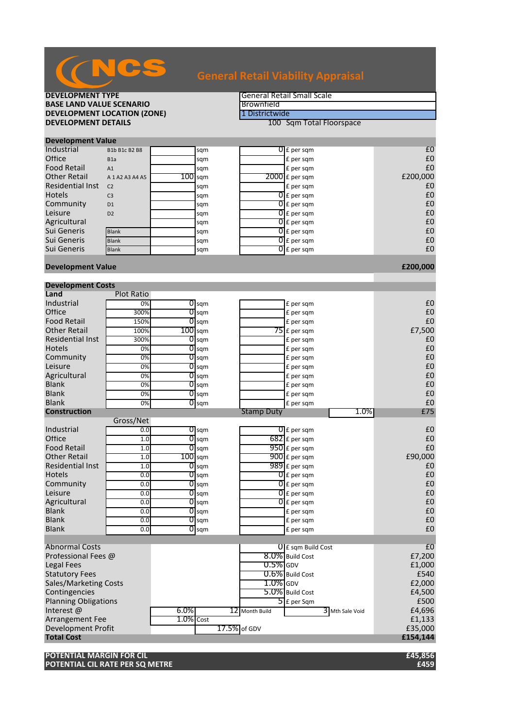# NCS

## General Retail Viability Appraisal

| | |
|---|---|
| **DEVELOPMENT TYPE** | General Retail Small Scale |
| **BASE LAND VALUE SCENARIO** | Brownfield |
| **DEVELOPMENT LOCATION (ZONE)** | 1 Districtwide |
| **DEVELOPMENT DETAILS** | 100 Sqm Total Floorspace |

### Development Value

| | | | | | | |
|---|---|---|---|---|---|---|
| Industrial | B1b B1c B2 B8 | | sqm | 0 | £ per sqm | £0 |
| Office | B1a | | sqm | | £ per sqm | £0 |
| Food Retail | A1 | | sqm | | £ per sqm | £0 |
| Other Retail | A 1 A2 A3 A4 A5 | 100 | sqm | 2000 | £ per sqm | £200,000 |
| Residential Inst | C2 | | sqm | | £ per sqm | £0 |
| Hotels | C3 | | sqm | 0 | £ per sqm | £0 |
| Community | D1 | | sqm | 0 | £ per sqm | £0 |
| Leisure | D2 | | sqm | 0 | £ per sqm | £0 |
| Agricultural | | | sqm | 0 | £ per sqm | £0 |
| Sui Generis | Blank | | sqm | 0 | £ per sqm | £0 |
| Sui Generis | Blank | | sqm | 0 | £ per sqm | £0 |
| Sui Generis | Blank | | sqm | 0 | £ per sqm | £0 |

**Development Value** **£200,000**

### Development Costs

| **Land** | Plot Ratio | | | | | |
|---|---|---|---|---|---|---|
| Industrial | 0% | 0 | sqm | | £ per sqm | £0 |
| Office | 300% | 0 | sqm | | £ per sqm | £0 |
| Food Retail | 150% | 0 | sqm | | £ per sqm | £0 |
| Other Retail | 100% | 100 | sqm | 75 | £ per sqm | £7,500 |
| Residential Inst | 300% | 0 | sqm | | £ per sqm | £0 |
| Hotels | 0% | 0 | sqm | | £ per sqm | £0 |
| Community | 0% | 0 | sqm | | £ per sqm | £0 |
| Leisure | 0% | 0 | sqm | | £ per sqm | £0 |
| Agricultural | 0% | 0 | sqm | | £ per sqm | £0 |
| Blank | 0% | 0 | sqm | | £ per sqm | £0 |
| Blank | 0% | 0 | sqm | | £ per sqm | £0 |
| Blank | 0% | 0 | sqm | | £ per sqm | £0 |
| **Construction** | | | | Stamp Duty | 1.0% | £75 |

| | Gross/Net | | | | | |
|---|---|---|---|---|---|---|
| Industrial | 0.0 | 0 | sqm | 0 | £ per sqm | £0 |
| Office | 1.0 | 0 | sqm | 682 | £ per sqm | £0 |
| Food Retail | 1.0 | 0 | sqm | 950 | £ per sqm | £0 |
| Other Retail | 1.0 | 100 | sqm | 900 | £ per sqm | £90,000 |
| Residential Inst | 1.0 | 0 | sqm | 989 | £ per sqm | £0 |
| Hotels | 0.0 | 0 | sqm | 0 | £ per sqm | £0 |
| Community | 0.0 | 0 | sqm | 0 | £ per sqm | £0 |
| Leisure | 0.0 | 0 | sqm | 0 | £ per sqm | £0 |
| Agricultural | 0.0 | 0 | sqm | 0 | £ per sqm | £0 |
| Blank | 0.0 | 0 | sqm | | £ per sqm | £0 |
| Blank | 0.0 | 0 | sqm | | £ per sqm | £0 |
| Blank | 0.0 | 0 | sqm | | £ per sqm | £0 |

| | | | | | |
|---|---|---|---|---|---|
| Abnormal Costs | | | 0 | £ sqm Build Cost | £0 |
| Professional Fees @ | | | 8.0% | Build Cost | £7,200 |
| Legal Fees | | | 0.5% | GDV | £1,000 |
| Statutory Fees | | | 0.6% | Build Cost | £540 |
| Sales/Marketing Costs | | | 1.0% | GDV | £2,000 |
| Contingencies | | | 5.0% | Build Cost | £4,500 |
| Planning Obligations | | | 5 | £ per Sqm | £500 |
| Interest @ | 6.0% | 12 | Month Build | 3 Mth Sale Void | £4,696 |
| Arrangement Fee | 1.0% | Cost | | | £1,133 |
| Development Profit | | 17.5% | of GDV | | £35,000 |
| **Total Cost** | | | | | **£154,144** |

| | |
|---|---|
| **POTENTIAL MARGIN FOR CIL** | **£45,856** |
| **POTENTIAL CIL RATE PER SQ METRE** | **£459** |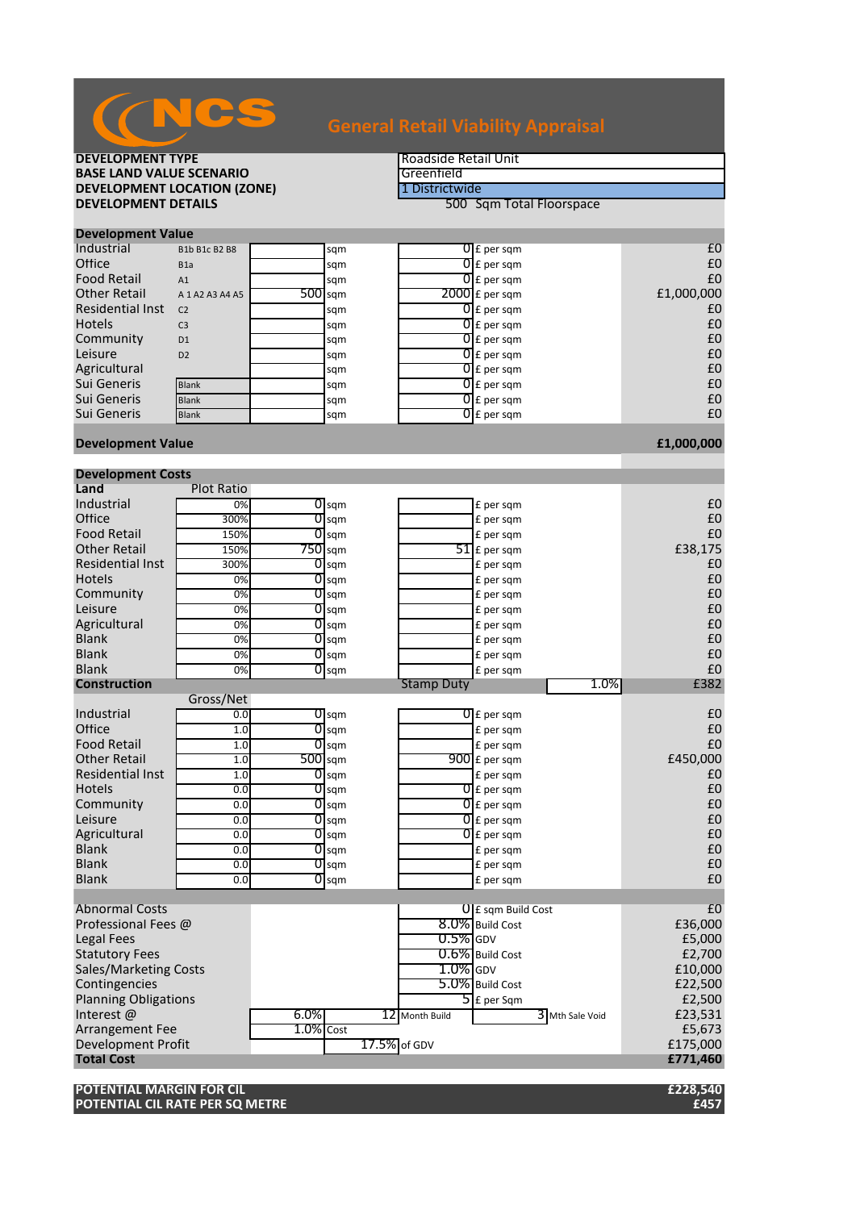# NCS General Retail Viability Appraisal

| | |
|---|---|
| **DEVELOPMENT TYPE** | Roadside Retail Unit |
| **BASE LAND VALUE SCENARIO** | Greenfield |
| **DEVELOPMENT LOCATION (ZONE)** | 1 Districtwide |
| **DEVELOPMENT DETAILS** | 500 Sqm Total Floorspace |

## Development Value

| | | | | | | |
|---|---|---|---|---|---|---|
| Industrial | B1b B1c B2 B8 | | sqm | 0 | £ per sqm | £0 |
| Office | B1a | | sqm | 0 | £ per sqm | £0 |
| Food Retail | A1 | | sqm | 0 | £ per sqm | £0 |
| Other Retail | A 1 A2 A3 A4 A5 | 500 | sqm | 2000 | £ per sqm | £1,000,000 |
| Residential Inst | C2 | | sqm | 0 | £ per sqm | £0 |
| Hotels | C3 | | sqm | 0 | £ per sqm | £0 |
| Community | D1 | | sqm | 0 | £ per sqm | £0 |
| Leisure | D2 | | sqm | 0 | £ per sqm | £0 |
| Agricultural | | | sqm | 0 | £ per sqm | £0 |
| Sui Generis | Blank | | sqm | 0 | £ per sqm | £0 |
| Sui Generis | Blank | | sqm | 0 | £ per sqm | £0 |
| Sui Generis | Blank | | sqm | 0 | £ per sqm | £0 |
| **Development Value** | | | | | | **£1,000,000** |

## Development Costs

| **Land** | Plot Ratio | | | | | |
|---|---|---|---|---|---|---|
| Industrial | 0% | 0 | sqm | | £ per sqm | £0 |
| Office | 300% | 0 | sqm | | £ per sqm | £0 |
| Food Retail | 150% | 0 | sqm | | £ per sqm | £0 |
| Other Retail | 150% | 750 | sqm | 51 | £ per sqm | £38,175 |
| Residential Inst | 300% | 0 | sqm | | £ per sqm | £0 |
| Hotels | 0% | 0 | sqm | | £ per sqm | £0 |
| Community | 0% | 0 | sqm | | £ per sqm | £0 |
| Leisure | 0% | 0 | sqm | | £ per sqm | £0 |
| Agricultural | 0% | 0 | sqm | | £ per sqm | £0 |
| Blank | 0% | 0 | sqm | | £ per sqm | £0 |
| Blank | 0% | 0 | sqm | | £ per sqm | £0 |
| Blank | 0% | 0 | sqm | | £ per sqm | £0 |
| **Construction** | | | | Stamp Duty | 1.0% | £382 |

| | Gross/Net | | | | | |
|---|---|---|---|---|---|---|
| Industrial | 0.0 | 0 | sqm | 0 | £ per sqm | £0 |
| Office | 1.0 | 0 | sqm | | £ per sqm | £0 |
| Food Retail | 1.0 | 0 | sqm | | £ per sqm | £0 |
| Other Retail | 1.0 | 500 | sqm | 900 | £ per sqm | £450,000 |
| Residential Inst | 1.0 | 0 | sqm | 0 | £ per sqm | £0 |
| Hotels | 0.0 | 0 | sqm | 0 | £ per sqm | £0 |
| Community | 0.0 | 0 | sqm | 0 | £ per sqm | £0 |
| Leisure | 0.0 | 0 | sqm | 0 | £ per sqm | £0 |
| Agricultural | 0.0 | 0 | sqm | 0 | £ per sqm | £0 |
| Blank | 0.0 | 0 | sqm | | £ per sqm | £0 |
| Blank | 0.0 | 0 | sqm | | £ per sqm | £0 |
| Blank | 0.0 | 0 | sqm | | £ per sqm | £0 |

| | | | | | |
|---|---|---|---|---|---|
| Abnormal Costs | | | 0 | £ sqm Build Cost | £0 |
| Professional Fees @ | | | 8.0% | Build Cost | £36,000 |
| Legal Fees | | | 0.5% | GDV | £5,000 |
| Statutory Fees | | | 0.6% | Build Cost | £2,700 |
| Sales/Marketing Costs | | | 1.0% | GDV | £10,000 |
| Contingencies | | | 5.0% | Build Cost | £22,500 |
| Planning Obligations | | | 5 | £ per Sqm | £2,500 |
| Interest @ | 6.0% | 12 Month Build | | 3 Mth Sale Void | £23,531 |
| Arrangement Fee | 1.0% | Cost | | | £5,673 |
| Development Profit | | 17.5% of GDV | | | £175,000 |
| **Total Cost** | | | | | **£771,460** |

| | |
|---|---|
| **POTENTIAL MARGIN FOR CIL** | **£228,540** |
| **POTENTIAL CIL RATE PER SQ METRE** | **£457** |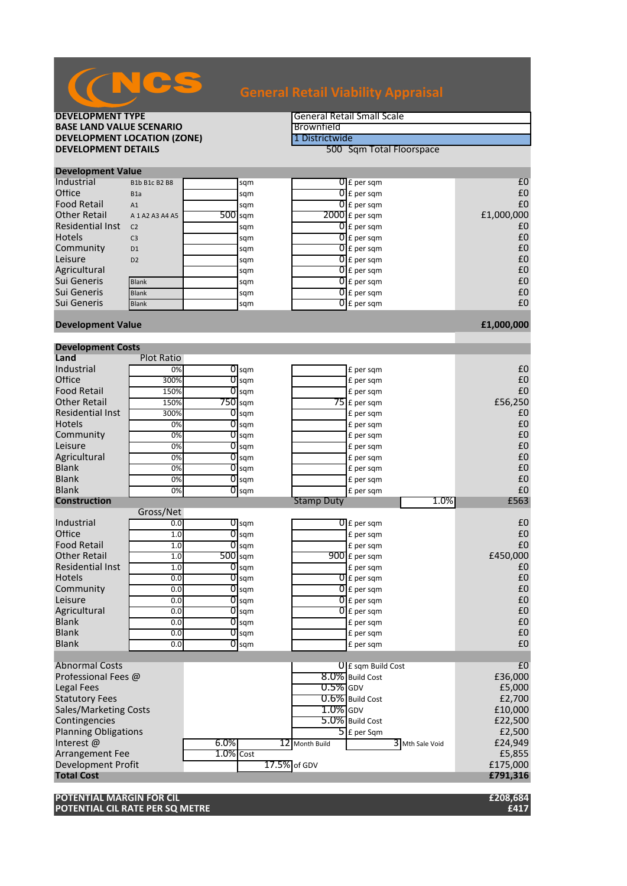NCS

# General Retail Viability Appraisal

| | |
|---|---|
| **DEVELOPMENT TYPE** | General Retail Small Scale |
| **BASE LAND VALUE SCENARIO** | Brownfield |
| **DEVELOPMENT LOCATION (ZONE)** | 1 Districtwide |
| **DEVELOPMENT DETAILS** | 500 Sqm Total Floorspace |

## Development Value

| | | | | | | |
|---|---|---|---|---|---|---|
| Industrial | B1b B1c B2 B8 | | sqm | 0 | £ per sqm | £0 |
| Office | B1a | | sqm | 0 | £ per sqm | £0 |
| Food Retail | A1 | | sqm | 0 | £ per sqm | £0 |
| Other Retail | A 1 A2 A3 A4 A5 | 500 | sqm | 2000 | £ per sqm | £1,000,000 |
| Residential Inst | C2 | | sqm | 0 | £ per sqm | £0 |
| Hotels | C3 | | sqm | 0 | £ per sqm | £0 |
| Community | D1 | | sqm | 0 | £ per sqm | £0 |
| Leisure | D2 | | sqm | 0 | £ per sqm | £0 |
| Agricultural | | | sqm | 0 | £ per sqm | £0 |
| Sui Generis | Blank | | sqm | 0 | £ per sqm | £0 |
| Sui Generis | Blank | | sqm | 0 | £ per sqm | £0 |
| Sui Generis | Blank | | sqm | 0 | £ per sqm | £0 |
| **Development Value** | | | | | | **£1,000,000** |

## Development Costs

| | | | | | | |
|---|---|---|---|---|---|---|
| **Land** | Plot Ratio | | | | | |
| Industrial | 0% | 0 | sqm | | £ per sqm | £0 |
| Office | 300% | 0 | sqm | | £ per sqm | £0 |
| Food Retail | 150% | 0 | sqm | | £ per sqm | £0 |
| Other Retail | 150% | 750 | sqm | 75 | £ per sqm | £56,250 |
| Residential Inst | 300% | 0 | sqm | | £ per sqm | £0 |
| Hotels | 0% | 0 | sqm | | £ per sqm | £0 |
| Community | 0% | 0 | sqm | | £ per sqm | £0 |
| Leisure | 0% | 0 | sqm | | £ per sqm | £0 |
| Agricultural | 0% | 0 | sqm | | £ per sqm | £0 |
| Blank | 0% | 0 | sqm | | £ per sqm | £0 |
| Blank | 0% | 0 | sqm | | £ per sqm | £0 |
| Blank | 0% | 0 | sqm | | £ per sqm | £0 |
| **Construction** | | | | Stamp Duty | 1.0% | £563 |
| | Gross/Net | | | | | |
| Industrial | 0.0 | 0 | sqm | 0 | £ per sqm | £0 |
| Office | 1.0 | 0 | sqm | | £ per sqm | £0 |
| Food Retail | 1.0 | 0 | sqm | | £ per sqm | £0 |
| Other Retail | 1.0 | 500 | sqm | 900 | £ per sqm | £450,000 |
| Residential Inst | 1.0 | 0 | sqm | | £ per sqm | £0 |
| Hotels | 0.0 | 0 | sqm | 0 | £ per sqm | £0 |
| Community | 0.0 | 0 | sqm | 0 | £ per sqm | £0 |
| Leisure | 0.0 | 0 | sqm | 0 | £ per sqm | £0 |
| Agricultural | 0.0 | 0 | sqm | 0 | £ per sqm | £0 |
| Blank | 0.0 | 0 | sqm | | £ per sqm | £0 |
| Blank | 0.0 | 0 | sqm | | £ per sqm | £0 |
| Blank | 0.0 | 0 | sqm | | £ per sqm | £0 |

| | | | | | |
|---|---|---|---|---|---|
| Abnormal Costs | | | 0 | £ sqm Build Cost | £0 |
| Professional Fees @ | | | 8.0% | Build Cost | £36,000 |
| Legal Fees | | | 0.5% | GDV | £5,000 |
| Statutory Fees | | | 0.6% | Build Cost | £2,700 |
| Sales/Marketing Costs | | | 1.0% | GDV | £10,000 |
| Contingencies | | | 5.0% | Build Cost | £22,500 |
| Planning Obligations | | | 5 | £ per Sqm | £2,500 |
| Interest @ | 6.0% | 12 Month Build | | 3 Mth Sale Void | £24,949 |
| Arrangement Fee | 1.0% Cost | | | | £5,855 |
| Development Profit | | 17.5% of GDV | | | £175,000 |
| **Total Cost** | | | | | **£791,316** |

| | |
|---|---|
| **POTENTIAL MARGIN FOR CIL** | **£208,684** |
| **POTENTIAL CIL RATE PER SQ METRE** | **£417** |